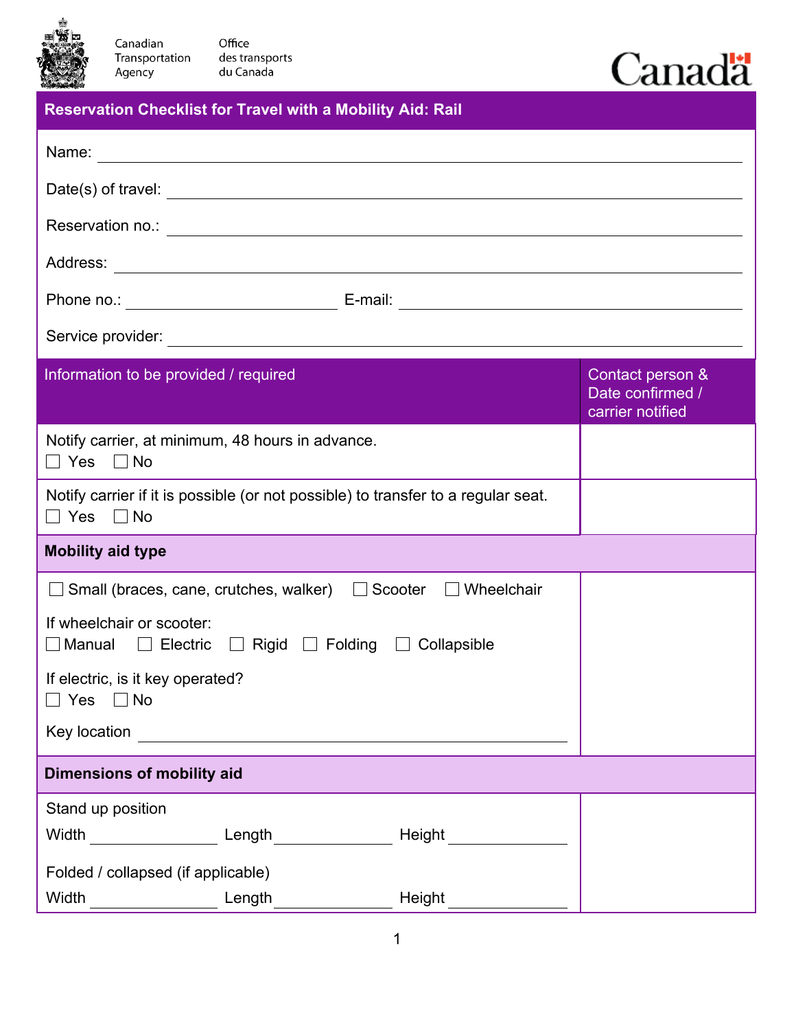Canadian Transportation Agency | Office des transports du Canada

Canada

## Reservation Checklist for Travel with a Mobility Aid: Rail

Name: ______________________________

Date(s) of travel: ______________________________

Reservation no.: ______________________________

Address: ______________________________

Phone no.: ____________________ E-mail: ____________________

Service provider: ______________________________

| Information to be provided / required | Contact person & Date confirmed / carrier notified |
|---|---|
| Notify carrier, at minimum, 48 hours in advance.<br>☐ Yes ☐ No | |
| Notify carrier if it is possible (or not possible) to transfer to a regular seat.<br>☐ Yes ☐ No | |
| **Mobility aid type** | |
| ☐ Small (braces, cane, crutches, walker) ☐ Scooter ☐ Wheelchair<br><br>If wheelchair or scooter:<br>☐ Manual ☐ Electric ☐ Rigid ☐ Folding ☐ Collapsible<br><br>If electric, is it key operated?<br>☐ Yes ☐ No<br><br>Key location ____________________ | |
| **Dimensions of mobility aid** | |
| Stand up position<br>Width __________ Length __________ Height __________<br><br>Folded / collapsed (if applicable)<br>Width __________ Length __________ Height __________ | |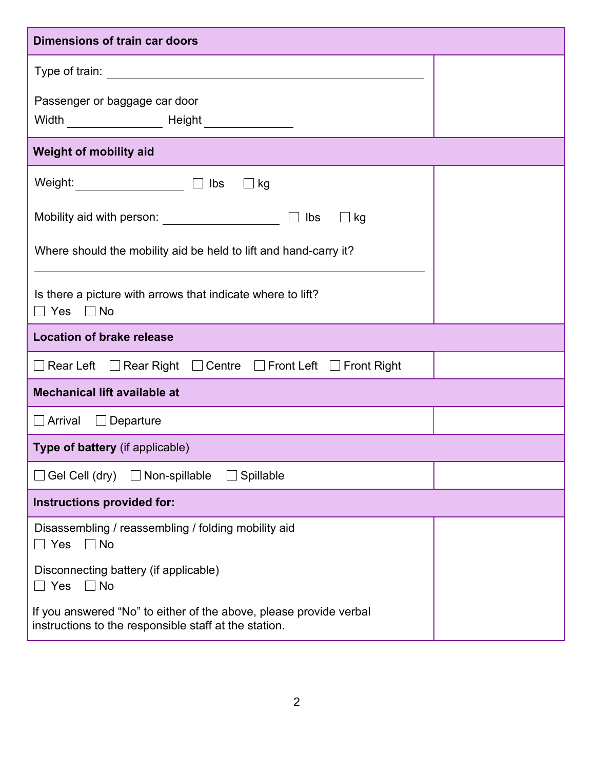| Dimensions of train car doors | |
|---|---|
| Type of train: ______________________________<br><br>Passenger or baggage car door<br>Width ____________ Height ____________ | |
| **Weight of mobility aid** | |
| Weight: ____________ ☐ lbs ☐ kg<br><br>Mobility aid with person: ____________ ☐ lbs ☐ kg<br><br>Where should the mobility aid be held to lift and hand-carry it?<br>______________________________<br><br>Is there a picture with arrows that indicate where to lift?<br>☐ Yes ☐ No | |
| **Location of brake release** | |
| ☐ Rear Left ☐ Rear Right ☐ Centre ☐ Front Left ☐ Front Right | |
| **Mechanical lift available at** | |
| ☐ Arrival ☐ Departure | |
| **Type of battery** (if applicable) | |
| ☐ Gel Cell (dry) ☐ Non-spillable ☐ Spillable | |
| **Instructions provided for:** | |
| Disassembling / reassembling / folding mobility aid<br>☐ Yes ☐ No<br><br>Disconnecting battery (if applicable)<br>☐ Yes ☐ No<br><br>If you answered "No" to either of the above, please provide verbal instructions to the responsible staff at the station. | |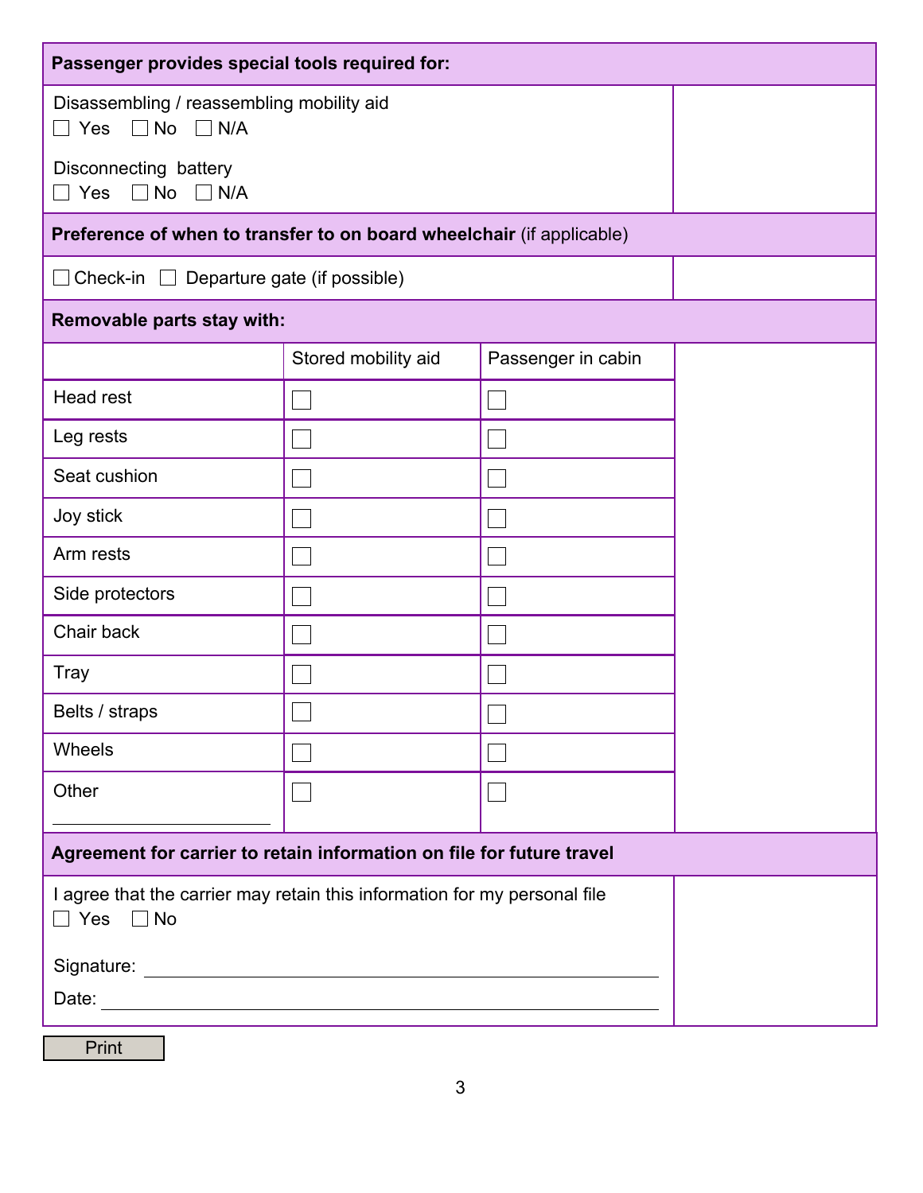**Passenger provides special tools required for:**

Disassembling / reassembling mobility aid
☐ Yes ☐ No ☐ N/A

Disconnecting battery
☐ Yes ☐ No ☐ N/A

**Preference of when to transfer to on board wheelchair** (if applicable)

☐ Check-in ☐ Departure gate (if possible)

**Removable parts stay with:**

| | Stored mobility aid | Passenger in cabin |
|---|---|---|
| Head rest | ☐ | ☐ |
| Leg rests | ☐ | ☐ |
| Seat cushion | ☐ | ☐ |
| Joy stick | ☐ | ☐ |
| Arm rests | ☐ | ☐ |
| Side protectors | ☐ | ☐ |
| Chair back | ☐ | ☐ |
| Tray | ☐ | ☐ |
| Belts / straps | ☐ | ☐ |
| Wheels | ☐ | ☐ |
| Other ____________ | ☐ | ☐ |

**Agreement for carrier to retain information on file for future travel**

I agree that the carrier may retain this information for my personal file
☐ Yes ☐ No

Signature: ______________________________

Date: ______________________________

Print